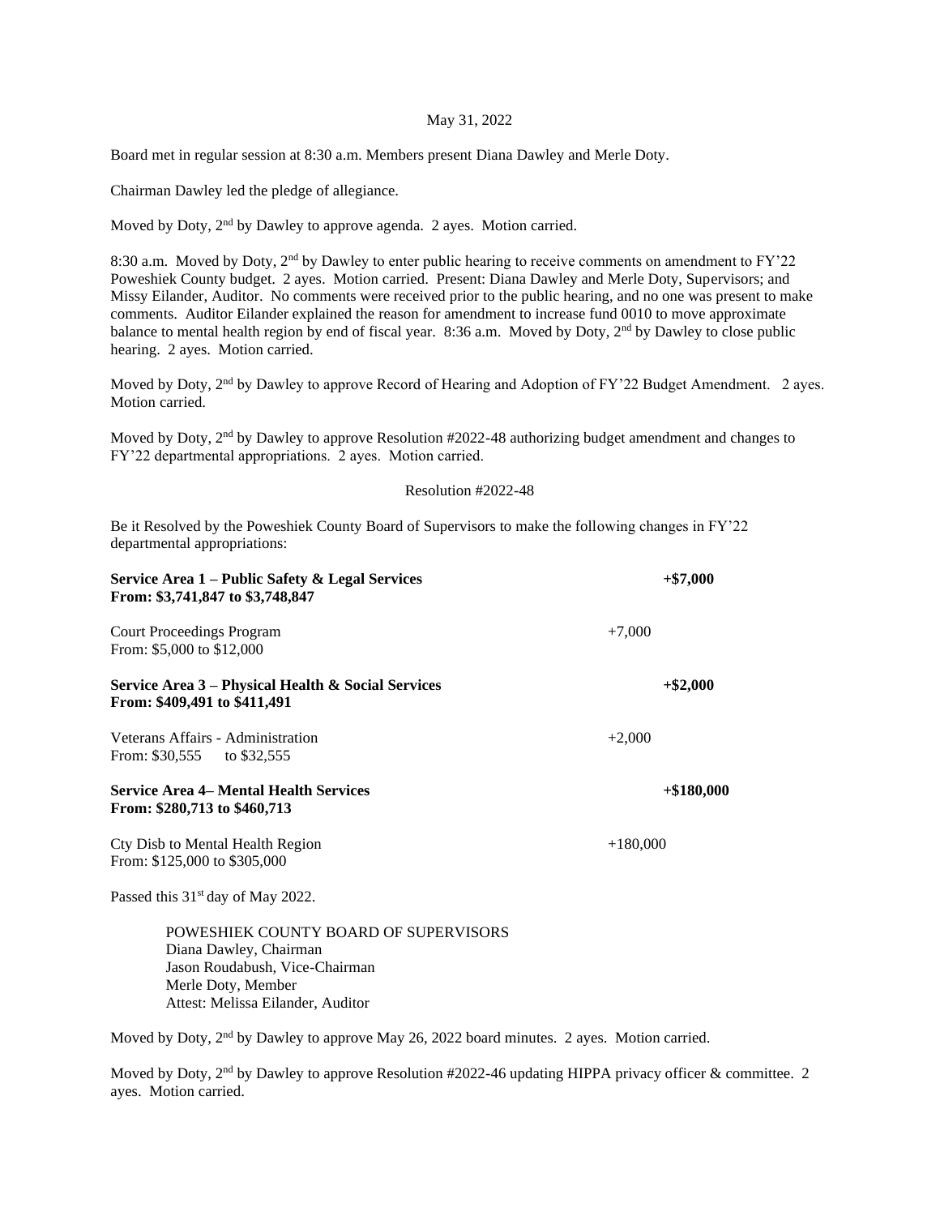May 31, 2022

Board met in regular session at 8:30 a.m. Members present Diana Dawley and Merle Doty.

Chairman Dawley led the pledge of allegiance.

Moved by Doty, 2nd by Dawley to approve agenda. 2 ayes. Motion carried.

8:30 a.m. Moved by Doty, 2nd by Dawley to enter public hearing to receive comments on amendment to FY'22 Poweshiek County budget. 2 ayes. Motion carried. Present: Diana Dawley and Merle Doty, Supervisors; and Missy Eilander, Auditor. No comments were received prior to the public hearing, and no one was present to make comments. Auditor Eilander explained the reason for amendment to increase fund 0010 to move approximate balance to mental health region by end of fiscal year. 8:36 a.m. Moved by Doty, 2nd by Dawley to close public hearing. 2 ayes. Motion carried.

Moved by Doty, 2nd by Dawley to approve Record of Hearing and Adoption of FY'22 Budget Amendment. 2 ayes. Motion carried.

Moved by Doty, 2nd by Dawley to approve Resolution #2022-48 authorizing budget amendment and changes to FY'22 departmental appropriations. 2 ayes. Motion carried.

Resolution #2022-48

Be it Resolved by the Poweshiek County Board of Supervisors to make the following changes in FY'22 departmental appropriations:

| | | |
|---|---|---|
| **Service Area 1 – Public Safety & Legal Services**<br>**From: $3,741,847 to $3,748,847** | | **+$7,000** |
| Court Proceedings Program<br>From: $5,000 to $12,000 | +7,000 | |
| **Service Area 3 – Physical Health & Social Services**<br>**From: $409,491 to $411,491** | | **+$2,000** |
| Veterans Affairs - Administration<br>From: $30,555 to $32,555 | +2,000 | |
| **Service Area 4– Mental Health Services**<br>**From: $280,713 to $460,713** | | **+$180,000** |
| Cty Disb to Mental Health Region<br>From: $125,000 to $305,000 | +180,000 | |

Passed this 31st day of May 2022.

POWESHIEK COUNTY BOARD OF SUPERVISORS
Diana Dawley, Chairman
Jason Roudabush, Vice-Chairman
Merle Doty, Member
Attest: Melissa Eilander, Auditor

Moved by Doty, 2nd by Dawley to approve May 26, 2022 board minutes. 2 ayes. Motion carried.

Moved by Doty, 2nd by Dawley to approve Resolution #2022-46 updating HIPPA privacy officer & committee. 2 ayes. Motion carried.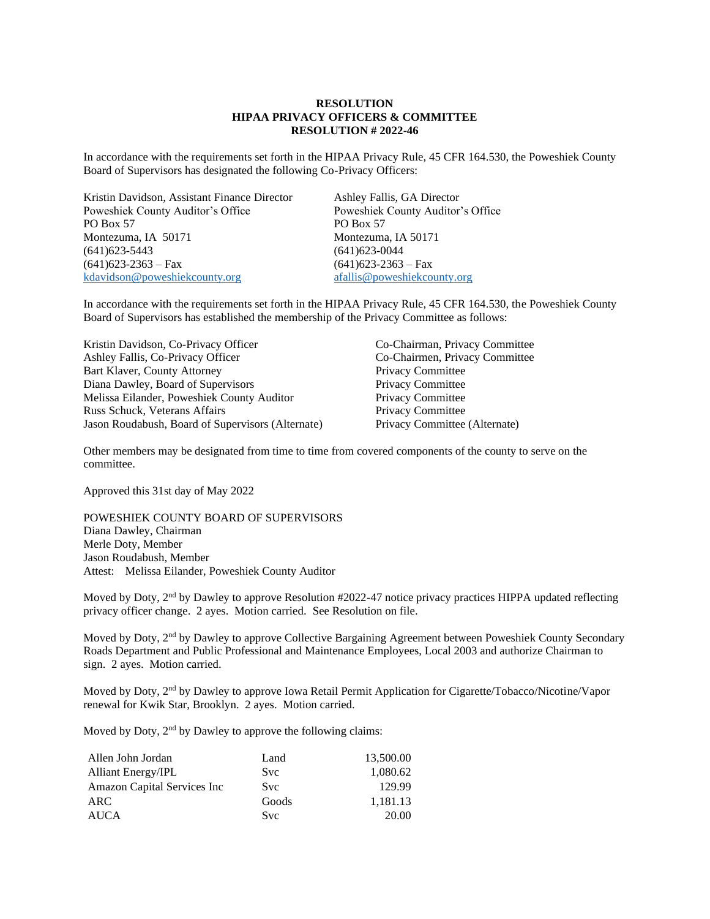**RESOLUTION**
**HIPAA PRIVACY OFFICERS & COMMITTEE**
**RESOLUTION # 2022-46**

In accordance with the requirements set forth in the HIPAA Privacy Rule, 45 CFR 164.530, the Poweshiek County Board of Supervisors has designated the following Co-Privacy Officers:

Kristin Davidson, Assistant Finance Director
Poweshiek County Auditor's Office
PO Box 57
Montezuma, IA 50171
(641)623-5443
(641)623-2363 – Fax
kdavidson@poweshiekcounty.org

Ashley Fallis, GA Director
Poweshiek County Auditor's Office
PO Box 57
Montezuma, IA 50171
(641)623-0044
(641)623-2363 – Fax
afallis@poweshiekcounty.org

In accordance with the requirements set forth in the HIPAA Privacy Rule, 45 CFR 164.530, the Poweshiek County Board of Supervisors has established the membership of the Privacy Committee as follows:

| | |
|---|---|
| Kristin Davidson, Co-Privacy Officer | Co-Chairman, Privacy Committee |
| Ashley Fallis, Co-Privacy Officer | Co-Chairmen, Privacy Committee |
| Bart Klaver, County Attorney | Privacy Committee |
| Diana Dawley, Board of Supervisors | Privacy Committee |
| Melissa Eilander, Poweshiek County Auditor | Privacy Committee |
| Russ Schuck, Veterans Affairs | Privacy Committee |
| Jason Roudabush, Board of Supervisors (Alternate) | Privacy Committee (Alternate) |

Other members may be designated from time to time from covered components of the county to serve on the committee.

Approved this 31st day of May 2022

POWESHIEK COUNTY BOARD OF SUPERVISORS
Diana Dawley, Chairman
Merle Doty, Member
Jason Roudabush, Member
Attest: Melissa Eilander, Poweshiek County Auditor

Moved by Doty, 2nd by Dawley to approve Resolution #2022-47 notice privacy practices HIPPA updated reflecting privacy officer change. 2 ayes. Motion carried. See Resolution on file.

Moved by Doty, 2nd by Dawley to approve Collective Bargaining Agreement between Poweshiek County Secondary Roads Department and Public Professional and Maintenance Employees, Local 2003 and authorize Chairman to sign. 2 ayes. Motion carried.

Moved by Doty, 2nd by Dawley to approve Iowa Retail Permit Application for Cigarette/Tobacco/Nicotine/Vapor renewal for Kwik Star, Brooklyn. 2 ayes. Motion carried.

Moved by Doty, 2nd by Dawley to approve the following claims:

| | | |
|---|---|---:|
| Allen John Jordan | Land | 13,500.00 |
| Alliant Energy/IPL | Svc | 1,080.62 |
| Amazon Capital Services Inc | Svc | 129.99 |
| ARC | Goods | 1,181.13 |
| AUCA | Svc | 20.00 |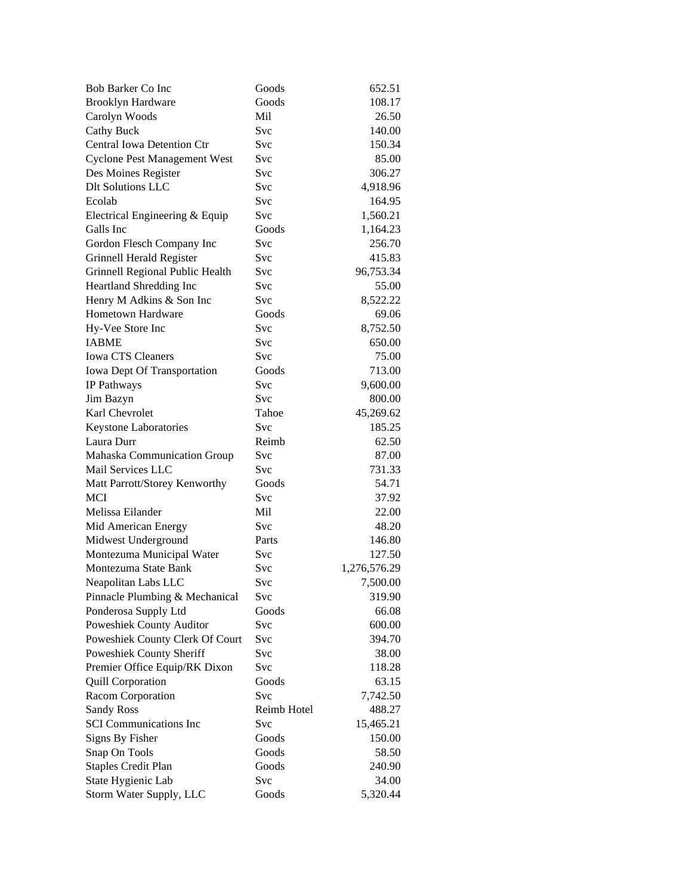| | | |
|---|---|---|
| Bob Barker Co Inc | Goods | 652.51 |
| Brooklyn Hardware | Goods | 108.17 |
| Carolyn Woods | Mil | 26.50 |
| Cathy Buck | Svc | 140.00 |
| Central Iowa Detention Ctr | Svc | 150.34 |
| Cyclone Pest Management West | Svc | 85.00 |
| Des Moines Register | Svc | 306.27 |
| Dlt Solutions LLC | Svc | 4,918.96 |
| Ecolab | Svc | 164.95 |
| Electrical Engineering & Equip | Svc | 1,560.21 |
| Galls Inc | Goods | 1,164.23 |
| Gordon Flesch Company Inc | Svc | 256.70 |
| Grinnell Herald Register | Svc | 415.83 |
| Grinnell Regional Public Health | Svc | 96,753.34 |
| Heartland Shredding Inc | Svc | 55.00 |
| Henry M Adkins & Son Inc | Svc | 8,522.22 |
| Hometown Hardware | Goods | 69.06 |
| Hy-Vee Store Inc | Svc | 8,752.50 |
| IABME | Svc | 650.00 |
| Iowa CTS Cleaners | Svc | 75.00 |
| Iowa Dept Of Transportation | Goods | 713.00 |
| IP Pathways | Svc | 9,600.00 |
| Jim Bazyn | Svc | 800.00 |
| Karl Chevrolet | Tahoe | 45,269.62 |
| Keystone Laboratories | Svc | 185.25 |
| Laura Durr | Reimb | 62.50 |
| Mahaska Communication Group | Svc | 87.00 |
| Mail Services LLC | Svc | 731.33 |
| Matt Parrott/Storey Kenworthy | Goods | 54.71 |
| MCI | Svc | 37.92 |
| Melissa Eilander | Mil | 22.00 |
| Mid American Energy | Svc | 48.20 |
| Midwest Underground | Parts | 146.80 |
| Montezuma Municipal Water | Svc | 127.50 |
| Montezuma State Bank | Svc | 1,276,576.29 |
| Neapolitan Labs LLC | Svc | 7,500.00 |
| Pinnacle Plumbing & Mechanical | Svc | 319.90 |
| Ponderosa Supply Ltd | Goods | 66.08 |
| Poweshiek County Auditor | Svc | 600.00 |
| Poweshiek County Clerk Of Court | Svc | 394.70 |
| Poweshiek County Sheriff | Svc | 38.00 |
| Premier Office Equip/RK Dixon | Svc | 118.28 |
| Quill Corporation | Goods | 63.15 |
| Racom Corporation | Svc | 7,742.50 |
| Sandy Ross | Reimb Hotel | 488.27 |
| SCI Communications Inc | Svc | 15,465.21 |
| Signs By Fisher | Goods | 150.00 |
| Snap On Tools | Goods | 58.50 |
| Staples Credit Plan | Goods | 240.90 |
| State Hygienic Lab | Svc | 34.00 |
| Storm Water Supply, LLC | Goods | 5,320.44 |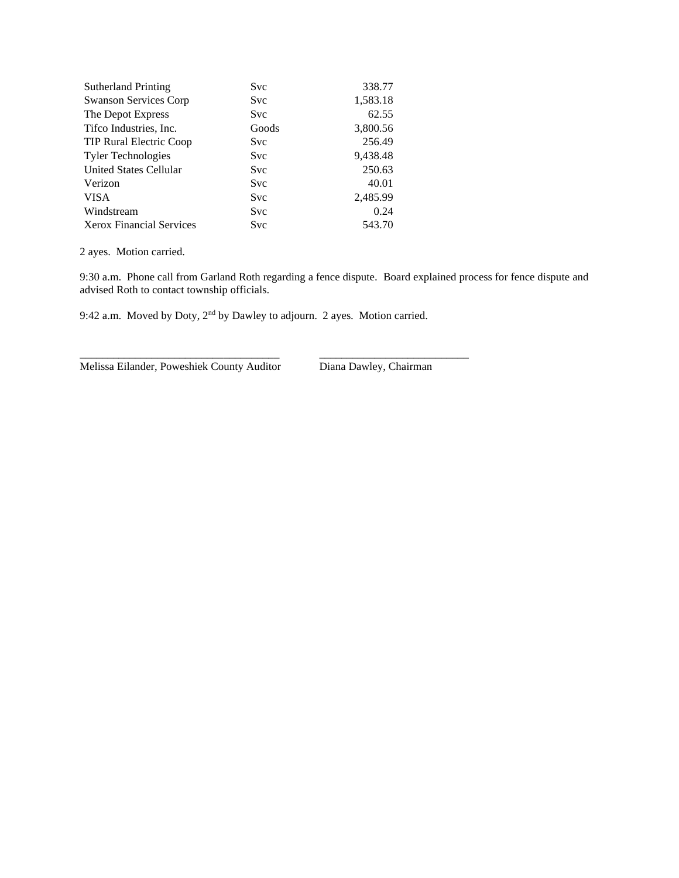| | | |
|---|---|---|
| Sutherland Printing | Svc | 338.77 |
| Swanson Services Corp | Svc | 1,583.18 |
| The Depot Express | Svc | 62.55 |
| Tifco Industries, Inc. | Goods | 3,800.56 |
| TIP Rural Electric Coop | Svc | 256.49 |
| Tyler Technologies | Svc | 9,438.48 |
| United States Cellular | Svc | 250.63 |
| Verizon | Svc | 40.01 |
| VISA | Svc | 2,485.99 |
| Windstream | Svc | 0.24 |
| Xerox Financial Services | Svc | 543.70 |

2 ayes. Motion carried.

9:30 a.m. Phone call from Garland Roth regarding a fence dispute. Board explained process for fence dispute and advised Roth to contact township officials.

9:42 a.m. Moved by Doty, 2nd by Dawley to adjourn. 2 ayes. Motion carried.

\_\_\_\_\_\_\_\_\_\_\_\_\_\_\_\_\_\_\_\_\_\_\_\_\_\_\_\_\_\_\_\_\_\_\_\_ \_\_\_\_\_\_\_\_\_\_\_\_\_\_\_\_\_\_\_\_\_\_\_\_\_\_\_

Melissa Eilander, Poweshiek County Auditor Diana Dawley, Chairman